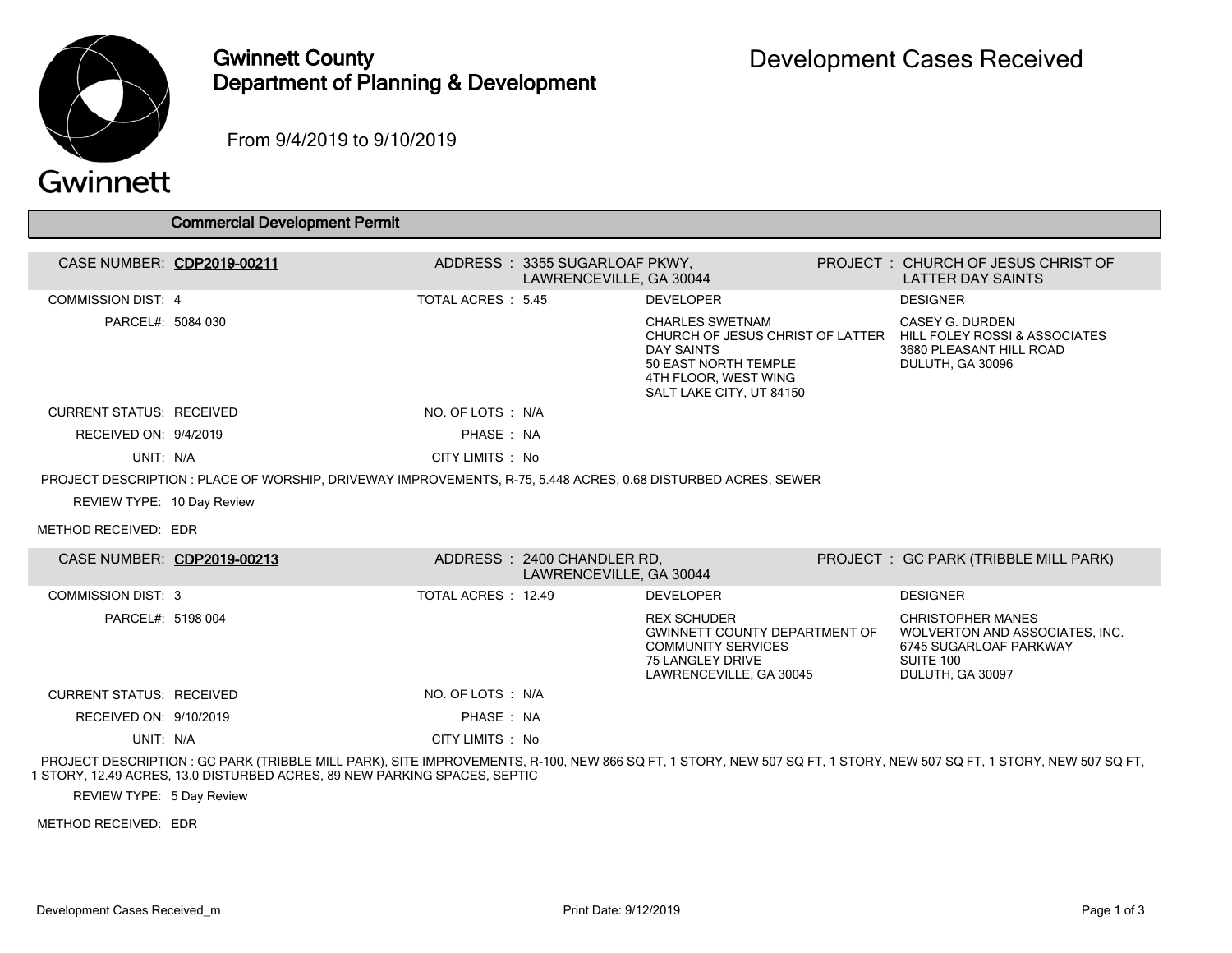# Gwinnett County Department of Planning & Development

## Development Cases Received

From 9/4/2019 to 9/10/2019

### Commercial Development Permit

**CASE NUMBER: CDP2019-00211**

ADDRESS : 3355 SUGARLOAF PKWY, LAWRENCEVILLE, GA 30044

PROJECT : CHURCH OF JESUS CHRIST OF LATTER DAY SAINTS

COMMISSION DIST: 4

TOTAL ACRES : 5.45

PARCEL#: 5084 030

DEVELOPER:
CHARLES SWETNAM
CHURCH OF JESUS CHRIST OF LATTER DAY SAINTS
50 EAST NORTH TEMPLE
4TH FLOOR, WEST WING
SALT LAKE CITY, UT 84150

DESIGNER:
CASEY G. DURDEN
HILL FOLEY ROSSI & ASSOCIATES
3680 PLEASANT HILL ROAD
DULUTH, GA 30096

CURRENT STATUS: RECEIVED

NO. OF LOTS : N/A

RECEIVED ON: 9/4/2019

PHASE : NA

UNIT: N/A

CITY LIMITS : No

PROJECT DESCRIPTION : PLACE OF WORSHIP, DRIVEWAY IMPROVEMENTS, R-75, 5.448 ACRES, 0.68 DISTURBED ACRES, SEWER

REVIEW TYPE: 10 Day Review

METHOD RECEIVED: EDR

**CASE NUMBER: CDP2019-00213**

ADDRESS : 2400 CHANDLER RD, LAWRENCEVILLE, GA 30044

PROJECT : GC PARK (TRIBBLE MILL PARK)

COMMISSION DIST: 3

TOTAL ACRES : 12.49

PARCEL#: 5198 004

DEVELOPER:
REX SCHUDER
GWINNETT COUNTY DEPARTMENT OF COMMUNITY SERVICES
75 LANGLEY DRIVE
LAWRENCEVILLE, GA 30045

DESIGNER:
CHRISTOPHER MANES
WOLVERTON AND ASSOCIATES, INC.
6745 SUGARLOAF PARKWAY
SUITE 100
DULUTH, GA 30097

CURRENT STATUS: RECEIVED

NO. OF LOTS : N/A

RECEIVED ON: 9/10/2019

PHASE : NA

UNIT: N/A

CITY LIMITS : No

PROJECT DESCRIPTION : GC PARK (TRIBBLE MILL PARK), SITE IMPROVEMENTS, R-100, NEW 866 SQ FT, 1 STORY, NEW 507 SQ FT, 1 STORY, NEW 507 SQ FT, 1 STORY, NEW 507 SQ FT, 1 STORY, 12.49 ACRES, 13.0 DISTURBED ACRES, 89 NEW PARKING SPACES, SEPTIC

REVIEW TYPE: 5 Day Review

METHOD RECEIVED: EDR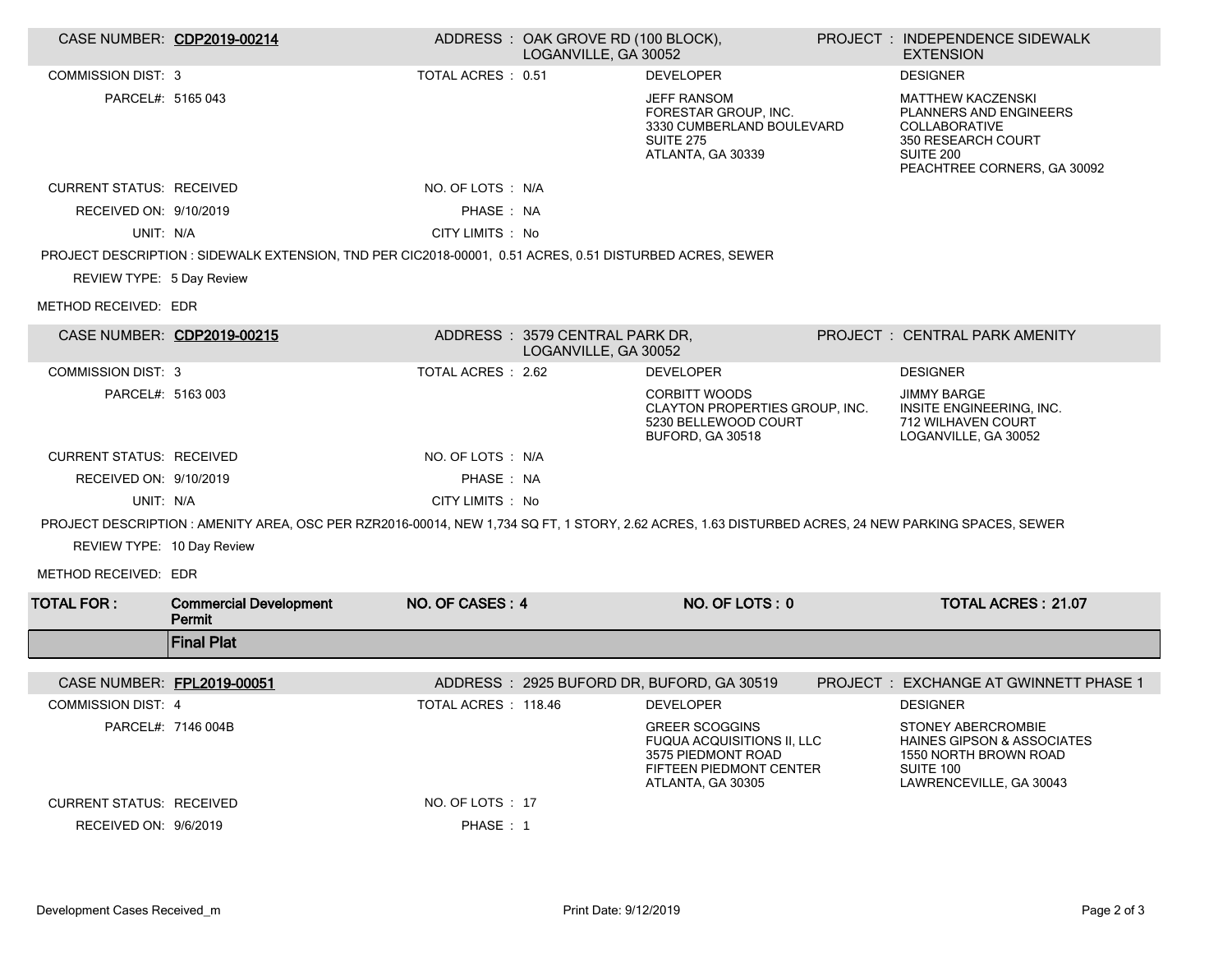| CASE NUMBER: | CDP2019-00214 | ADDRESS : | OAK GROVE RD (100 BLOCK), LOGANVILLE, GA 30052 | PROJECT : | INDEPENDENCE SIDEWALK EXTENSION |
|---|---|---|---|---|---|
| COMMISSION DIST: | 3 | TOTAL ACRES : | 0.51 | DEVELOPER | DESIGNER |
| PARCEL#: | 5165 043 | | | JEFF RANSOM<br>FORESTAR GROUP, INC.<br>3330 CUMBERLAND BOULEVARD<br>SUITE 275<br>ATLANTA, GA 30339 | MATTHEW KACZENSKI<br>PLANNERS AND ENGINEERS COLLABORATIVE<br>350 RESEARCH COURT<br>SUITE 200<br>PEACHTREE CORNERS, GA 30092 |
| CURRENT STATUS: | RECEIVED | NO. OF LOTS : | N/A | | |
| RECEIVED ON: | 9/10/2019 | PHASE : | NA | | |
| UNIT: | N/A | CITY LIMITS : | No | | |

PROJECT DESCRIPTION : SIDEWALK EXTENSION, TND PER CIC2018-00001, 0.51 ACRES, 0.51 DISTURBED ACRES, SEWER

REVIEW TYPE: 5 Day Review

METHOD RECEIVED: EDR

| CASE NUMBER: | CDP2019-00215 | ADDRESS : | 3579 CENTRAL PARK DR, LOGANVILLE, GA 30052 | PROJECT : | CENTRAL PARK AMENITY |
|---|---|---|---|---|---|
| COMMISSION DIST: | 3 | TOTAL ACRES : | 2.62 | DEVELOPER | DESIGNER |
| PARCEL#: | 5163 003 | | | CORBITT WOODS<br>CLAYTON PROPERTIES GROUP, INC.<br>5230 BELLEWOOD COURT<br>BUFORD, GA 30518 | JIMMY BARGE<br>INSITE ENGINEERING, INC.<br>712 WILHAVEN COURT<br>LOGANVILLE, GA 30052 |
| CURRENT STATUS: | RECEIVED | NO. OF LOTS : | N/A | | |
| RECEIVED ON: | 9/10/2019 | PHASE : | NA | | |
| UNIT: | N/A | CITY LIMITS : | No | | |

PROJECT DESCRIPTION : AMENITY AREA, OSC PER RZR2016-00014, NEW 1,734 SQ FT, 1 STORY, 2.62 ACRES, 1.63 DISTURBED ACRES, 24 NEW PARKING SPACES, SEWER

REVIEW TYPE: 10 Day Review

METHOD RECEIVED: EDR

| TOTAL FOR : | Commercial Development Permit | NO. OF CASES : 4 | NO. OF LOTS : 0 | TOTAL ACRES : 21.07 |
|---|---|---|---|---|

## Final Plat

| CASE NUMBER: | FPL2019-00051 | ADDRESS : | 2925 BUFORD DR, BUFORD, GA 30519 | PROJECT : | EXCHANGE AT GWINNETT PHASE 1 |
|---|---|---|---|---|---|
| COMMISSION DIST: | 4 | TOTAL ACRES : | 118.46 | DEVELOPER | DESIGNER |
| PARCEL#: | 7146 004B | | | GREER SCOGGINS<br>FUQUA ACQUISITIONS II, LLC<br>3575 PIEDMONT ROAD<br>FIFTEEN PIEDMONT CENTER<br>ATLANTA, GA 30305 | STONEY ABERCROMBIE<br>HAINES GIPSON & ASSOCIATES<br>1550 NORTH BROWN ROAD<br>SUITE 100<br>LAWRENCEVILLE, GA 30043 |
| CURRENT STATUS: | RECEIVED | NO. OF LOTS : | 17 | | |
| RECEIVED ON: | 9/6/2019 | PHASE : | 1 | | |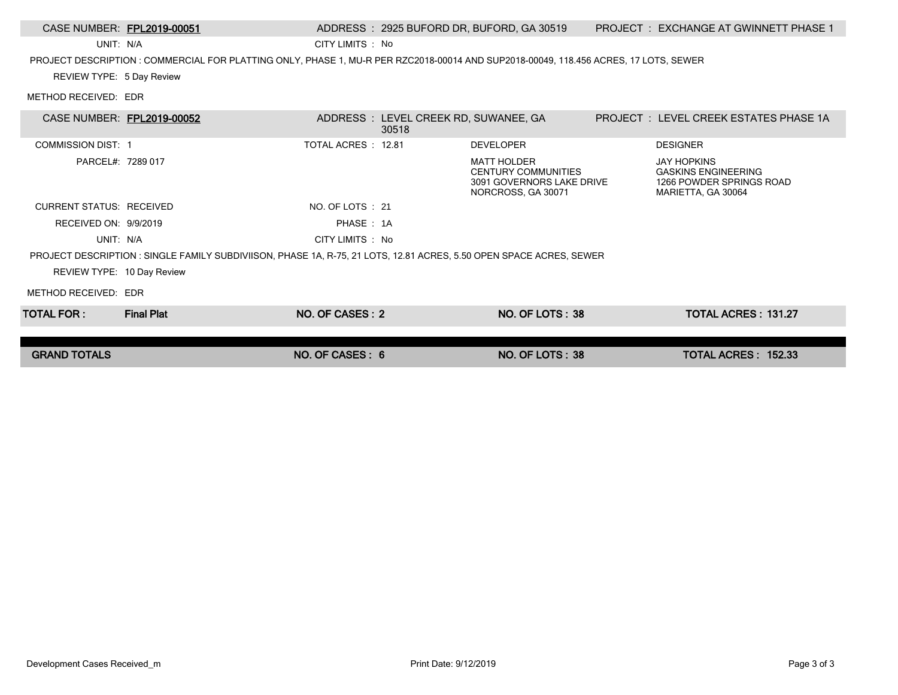| | | |
|---|---|---|
| CASE NUMBER: **FPL2019-00051** | ADDRESS : 2925 BUFORD DR, BUFORD, GA 30519 | PROJECT : EXCHANGE AT GWINNETT PHASE 1 |

UNIT: N/A

CITY LIMITS : No

PROJECT DESCRIPTION : COMMERCIAL FOR PLATTING ONLY, PHASE 1, MU-R PER RZC2018-00014 AND SUP2018-00049, 118.456 ACRES, 17 LOTS, SEWER

REVIEW TYPE: 5 Day Review

METHOD RECEIVED: EDR

| | | |
|---|---|---|
| CASE NUMBER: **FPL2019-00052** | ADDRESS : LEVEL CREEK RD, SUWANEE, GA 30518 | PROJECT : LEVEL CREEK ESTATES PHASE 1A |

| | | | |
|---|---|---|---|
| COMMISSION DIST: 1 | TOTAL ACRES : 12.81 | DEVELOPER | DESIGNER |
| PARCEL#: 7289 017 | | MATT HOLDER<br>CENTURY COMMUNITIES<br>3091 GOVERNORS LAKE DRIVE<br>NORCROSS, GA 30071 | JAY HOPKINS<br>GASKINS ENGINEERING<br>1266 POWDER SPRINGS ROAD<br>MARIETTA, GA 30064 |
| CURRENT STATUS: RECEIVED | NO. OF LOTS : 21 | | |
| RECEIVED ON: 9/9/2019 | PHASE : 1A | | |
| UNIT: N/A | CITY LIMITS : No | | |

PROJECT DESCRIPTION : SINGLE FAMILY SUBDIVIISON, PHASE 1A, R-75, 21 LOTS, 12.81 ACRES, 5.50 OPEN SPACE ACRES, SEWER

REVIEW TYPE: 10 Day Review

METHOD RECEIVED: EDR

| | | | | |
|---|---|---|---|---|
| **TOTAL FOR :** | **Final Plat** | **NO. OF CASES : 2** | **NO. OF LOTS : 38** | **TOTAL ACRES : 131.27** |
| **GRAND TOTALS** | | **NO. OF CASES : 6** | **NO. OF LOTS : 38** | **TOTAL ACRES : 152.33** |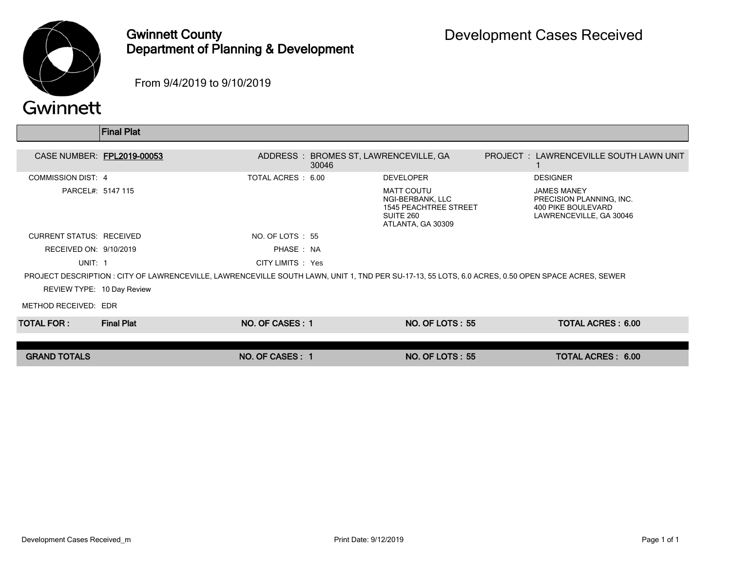# Gwinnett County Department of Planning & Development

## Development Cases Received

From 9/4/2019 to 9/10/2019

### Final Plat

**CASE NUMBER:** FPL2019-00053

**ADDRESS :** BROMES ST, LAWRENCEVILLE, GA 30046

**PROJECT :** LAWRENCEVILLE SOUTH LAWN UNIT 1

**COMMISSION DIST:** 4

**TOTAL ACRES :** 6.00

**PARCEL#:** 5147 115

**DEVELOPER**
MATT COUTU
NGI-BERBANK, LLC
1545 PEACHTREE STREET
SUITE 260
ATLANTA, GA 30309

**DESIGNER**
JAMES MANEY
PRECISION PLANNING, INC.
400 PIKE BOULEVARD
LAWRENCEVILLE, GA 30046

**CURRENT STATUS:** RECEIVED

**NO. OF LOTS :** 55

**RECEIVED ON:** 9/10/2019

**PHASE :** NA

**UNIT:** 1

**CITY LIMITS :** Yes

**PROJECT DESCRIPTION :** CITY OF LAWRENCEVILLE, LAWRENCEVILLE SOUTH LAWN, UNIT 1, TND PER SU-17-13, 55 LOTS, 6.0 ACRES, 0.50 OPEN SPACE ACRES, SEWER

**REVIEW TYPE:** 10 Day Review

**METHOD RECEIVED:** EDR

| | | | | |
|---|---|---|---|---|
| **TOTAL FOR :** | **Final Plat** | **NO. OF CASES : 1** | **NO. OF LOTS : 55** | **TOTAL ACRES : 6.00** |
| **GRAND TOTALS** | | **NO. OF CASES : 1** | **NO. OF LOTS : 55** | **TOTAL ACRES : 6.00** |

Development Cases Received_m

Print Date: 9/12/2019